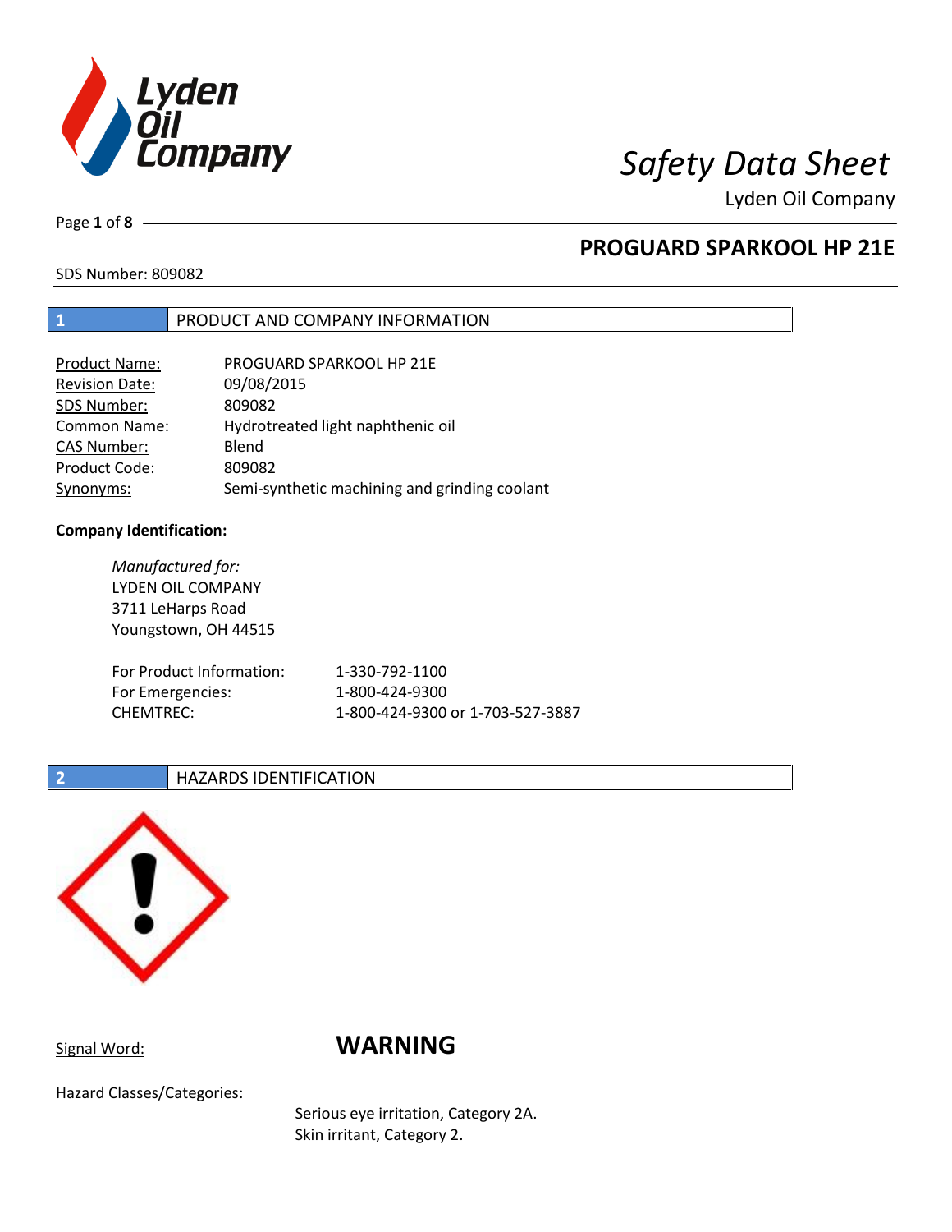# Safety Data Sheet

Lyden Oil Company

## PROGUARD SPARKOOL HP 21E

SDS Number: 809082

## 1 PRODUCT AND COMPANY INFORMATION

| | |
|---|---|
| Product Name: | PROGUARD SPARKOOL HP 21E |
| Revision Date: | 09/08/2015 |
| SDS Number: | 809082 |
| Common Name: | Hydrotreated light naphthenic oil |
| CAS Number: | Blend |
| Product Code: | 809082 |
| Synonyms: | Semi-synthetic machining and grinding coolant |

**Company Identification:**

*Manufactured for:*
LYDEN OIL COMPANY
3711 LeHarps Road
Youngstown, OH 44515

| | |
|---|---|
| For Product Information: | 1-330-792-1100 |
| For Emergencies: | 1-800-424-9300 |
| CHEMTREC: | 1-800-424-9300 or 1-703-527-3887 |

## 2 HAZARDS IDENTIFICATION

Signal Word: **WARNING**

Hazard Classes/Categories:

Serious eye irritation, Category 2A.
Skin irritant, Category 2.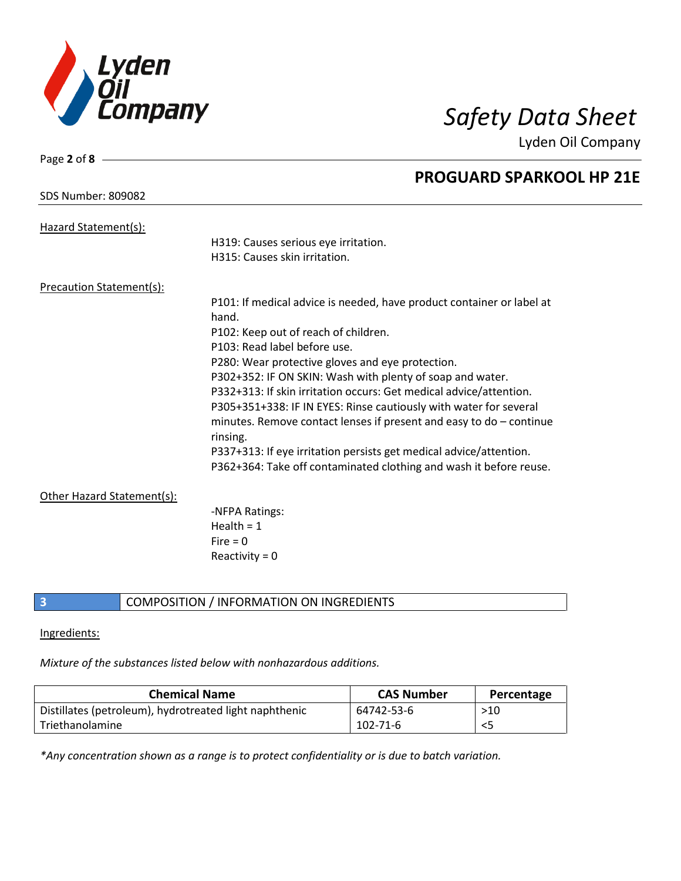Hazard Statement(s):

H319: Causes serious eye irritation.
H315: Causes skin irritation.

Precaution Statement(s):

P101: If medical advice is needed, have product container or label at hand.
P102: Keep out of reach of children.
P103: Read label before use.
P280: Wear protective gloves and eye protection.
P302+352: IF ON SKIN: Wash with plenty of soap and water.
P332+313: If skin irritation occurs: Get medical advice/attention.
P305+351+338: IF IN EYES: Rinse cautiously with water for several minutes. Remove contact lenses if present and easy to do – continue rinsing.
P337+313: If eye irritation persists get medical advice/attention.
P362+364: Take off contaminated clothing and wash it before reuse.

Other Hazard Statement(s):

-NFPA Ratings:
Health = 1
Fire = 0
Reactivity = 0

## 3 COMPOSITION / INFORMATION ON INGREDIENTS

Ingredients:

*Mixture of the substances listed below with nonhazardous additions.*

| Chemical Name | CAS Number | Percentage |
|---|---|---|
| Distillates (petroleum), hydrotreated light naphthenic | 64742-53-6 | >10 |
| Triethanolamine | 102-71-6 | <5 |

*\*Any concentration shown as a range is to protect confidentiality or is due to batch variation.*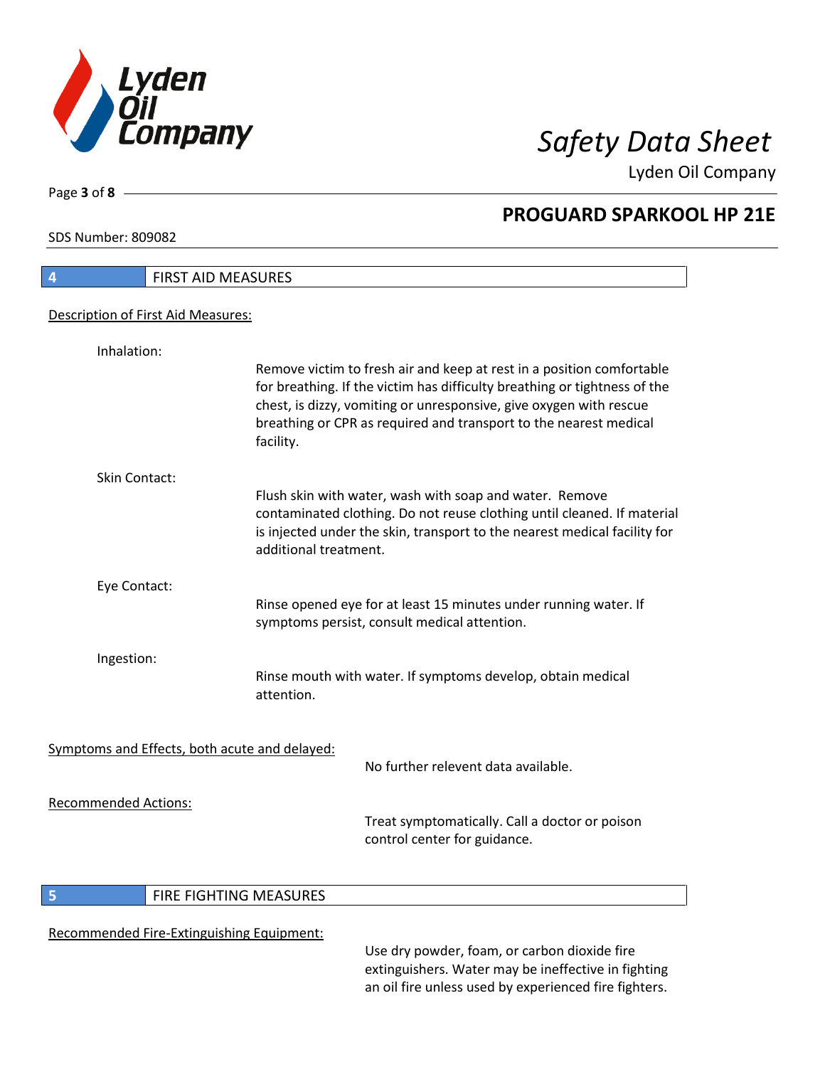## 4 FIRST AID MEASURES

### Description of First Aid Measures:

**Inhalation:**

Remove victim to fresh air and keep at rest in a position comfortable for breathing. If the victim has difficulty breathing or tightness of the chest, is dizzy, vomiting or unresponsive, give oxygen with rescue breathing or CPR as required and transport to the nearest medical facility.

**Skin Contact:**

Flush skin with water, wash with soap and water. Remove contaminated clothing. Do not reuse clothing until cleaned. If material is injected under the skin, transport to the nearest medical facility for additional treatment.

**Eye Contact:**

Rinse opened eye for at least 15 minutes under running water. If symptoms persist, consult medical attention.

**Ingestion:**

Rinse mouth with water. If symptoms develop, obtain medical attention.

### Symptoms and Effects, both acute and delayed:

No further relevent data available.

### Recommended Actions:

Treat symptomatically. Call a doctor or poison control center for guidance.

## 5 FIRE FIGHTING MEASURES

### Recommended Fire-Extinguishing Equipment:

Use dry powder, foam, or carbon dioxide fire extinguishers. Water may be ineffective in fighting an oil fire unless used by experienced fire fighters.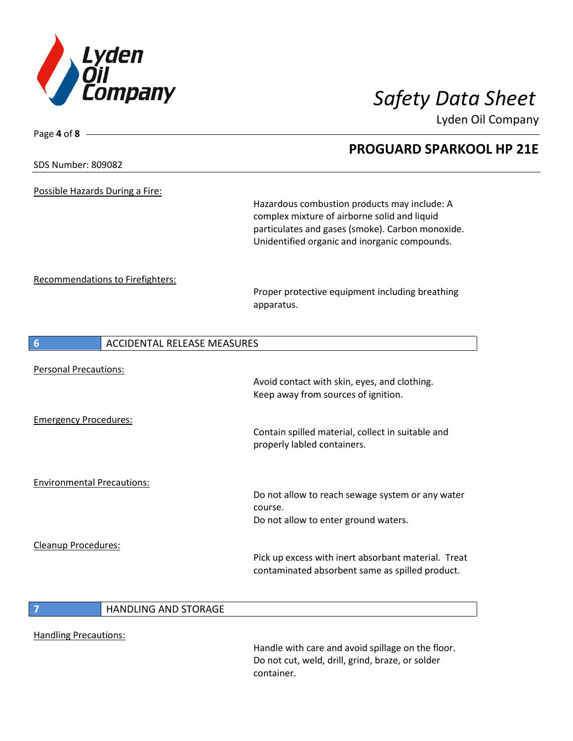**PROGUARD SPARKOOL HP 21E**

SDS Number: 809082

Possible Hazards During a Fire:

Hazardous combustion products may include: A complex mixture of airborne solid and liquid particulates and gases (smoke). Carbon monoxide. Unidentified organic and inorganic compounds.

Recommendations to Firefighters:

Proper protective equipment including breathing apparatus.

## 6 ACCIDENTAL RELEASE MEASURES

Personal Precautions:

Avoid contact with skin, eyes, and clothing.
Keep away from sources of ignition.

Emergency Procedures:

Contain spilled material, collect in suitable and properly labled containers.

Environmental Precautions:

Do not allow to reach sewage system or any water course.
Do not allow to enter ground waters.

Cleanup Procedures:

Pick up excess with inert absorbant material. Treat contaminated absorbent same as spilled product.

## 7 HANDLING AND STORAGE

Handling Precautions:

Handle with care and avoid spillage on the floor.
Do not cut, weld, drill, grind, braze, or solder container.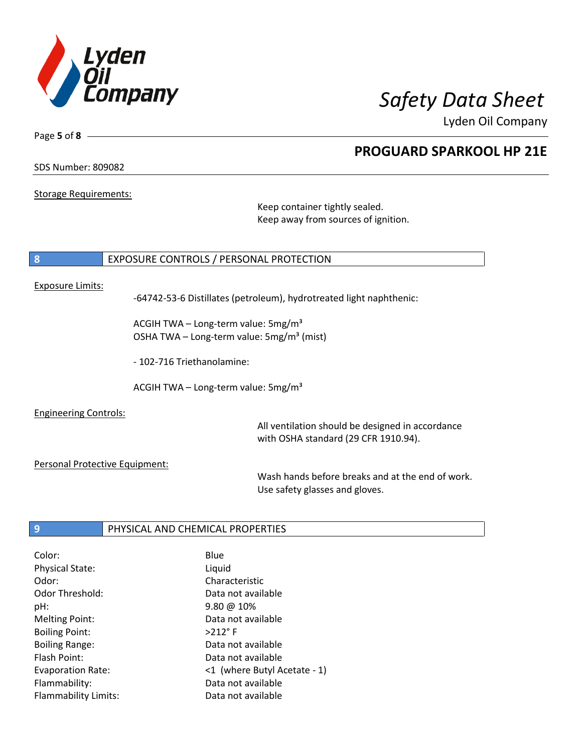Storage Requirements:

Keep container tightly sealed.
Keep away from sources of ignition.

## 8 EXPOSURE CONTROLS / PERSONAL PROTECTION

Exposure Limits:

-64742-53-6 Distillates (petroleum), hydrotreated light naphthenic:

ACGIH TWA – Long-term value: 5mg/m³
OSHA TWA – Long-term value: 5mg/m³ (mist)

- 102-716 Triethanolamine:

ACGIH TWA – Long-term value: 5mg/m³

Engineering Controls:

All ventilation should be designed in accordance with OSHA standard (29 CFR 1910.94).

Personal Protective Equipment:

Wash hands before breaks and at the end of work.
Use safety glasses and gloves.

## 9 PHYSICAL AND CHEMICAL PROPERTIES

| | |
|---|---|
| Color: | Blue |
| Physical State: | Liquid |
| Odor: | Characteristic |
| Odor Threshold: | Data not available |
| pH: | 9.80 @ 10% |
| Melting Point: | Data not available |
| Boiling Point: | >212° F |
| Boiling Range: | Data not available |
| Flash Point: | Data not available |
| Evaporation Rate: | <1 (where Butyl Acetate - 1) |
| Flammability: | Data not available |
| Flammability Limits: | Data not available |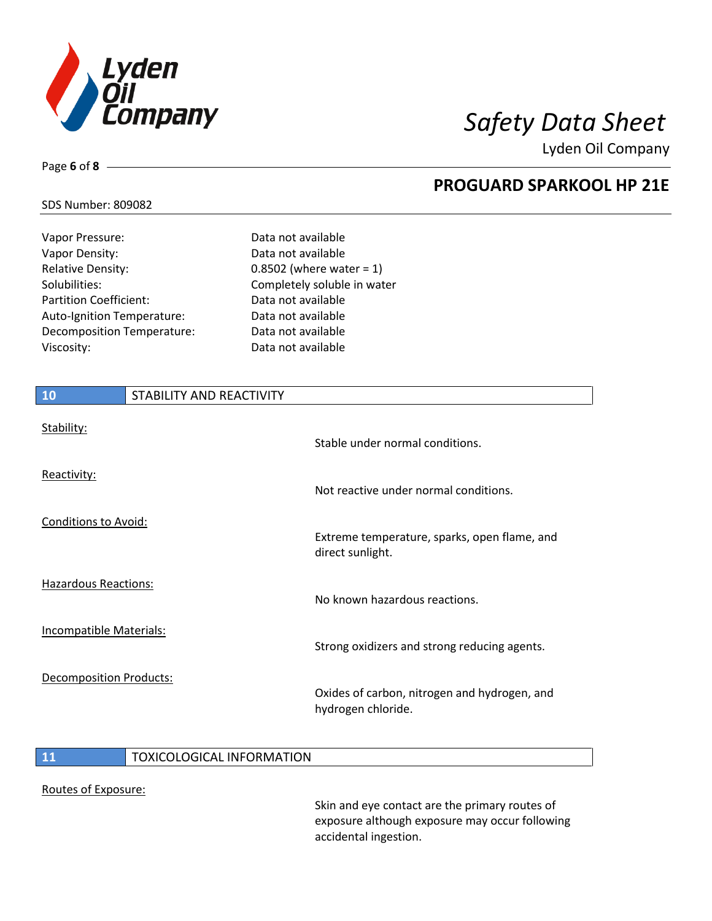| | |
|---|---|
| Vapor Pressure: | Data not available |
| Vapor Density: | Data not available |
| Relative Density: | 0.8502 (where water = 1) |
| Solubilities: | Completely soluble in water |
| Partition Coefficient: | Data not available |
| Auto-Ignition Temperature: | Data not available |
| Decomposition Temperature: | Data not available |
| Viscosity: | Data not available |

## 10 STABILITY AND REACTIVITY

Stability:

Stable under normal conditions.

Reactivity:

Not reactive under normal conditions.

Conditions to Avoid:

Extreme temperature, sparks, open flame, and direct sunlight.

Hazardous Reactions:

No known hazardous reactions.

Incompatible Materials:

Strong oxidizers and strong reducing agents.

Decomposition Products:

Oxides of carbon, nitrogen and hydrogen, and hydrogen chloride.

## 11 TOXICOLOGICAL INFORMATION

Routes of Exposure:

Skin and eye contact are the primary routes of exposure although exposure may occur following accidental ingestion.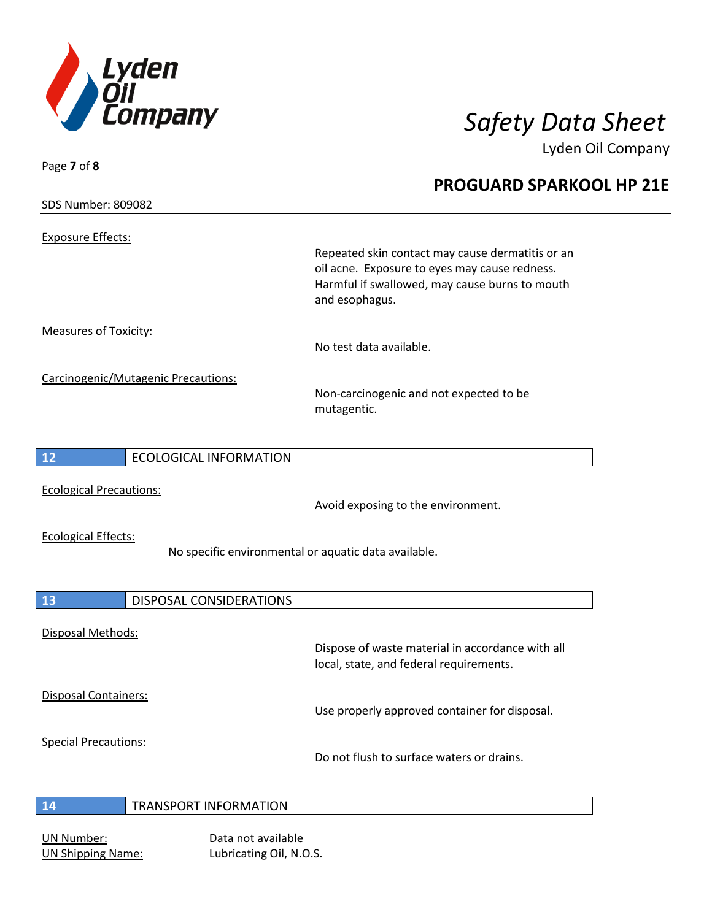SDS Number: 809082

Exposure Effects:

Repeated skin contact may cause dermatitis or an oil acne. Exposure to eyes may cause redness. Harmful if swallowed, may cause burns to mouth and esophagus.

Measures of Toxicity:

No test data available.

Carcinogenic/Mutagenic Precautions:

Non-carcinogenic and not expected to be mutagentic.

## 12 ECOLOGICAL INFORMATION

Ecological Precautions:

Avoid exposing to the environment.

Ecological Effects:

No specific environmental or aquatic data available.

## 13 DISPOSAL CONSIDERATIONS

Disposal Methods:

Dispose of waste material in accordance with all local, state, and federal requirements.

Disposal Containers:

Use properly approved container for disposal.

Special Precautions:

Do not flush to surface waters or drains.

## 14 TRANSPORT INFORMATION

UN Number: Data not available

UN Shipping Name: Lubricating Oil, N.O.S.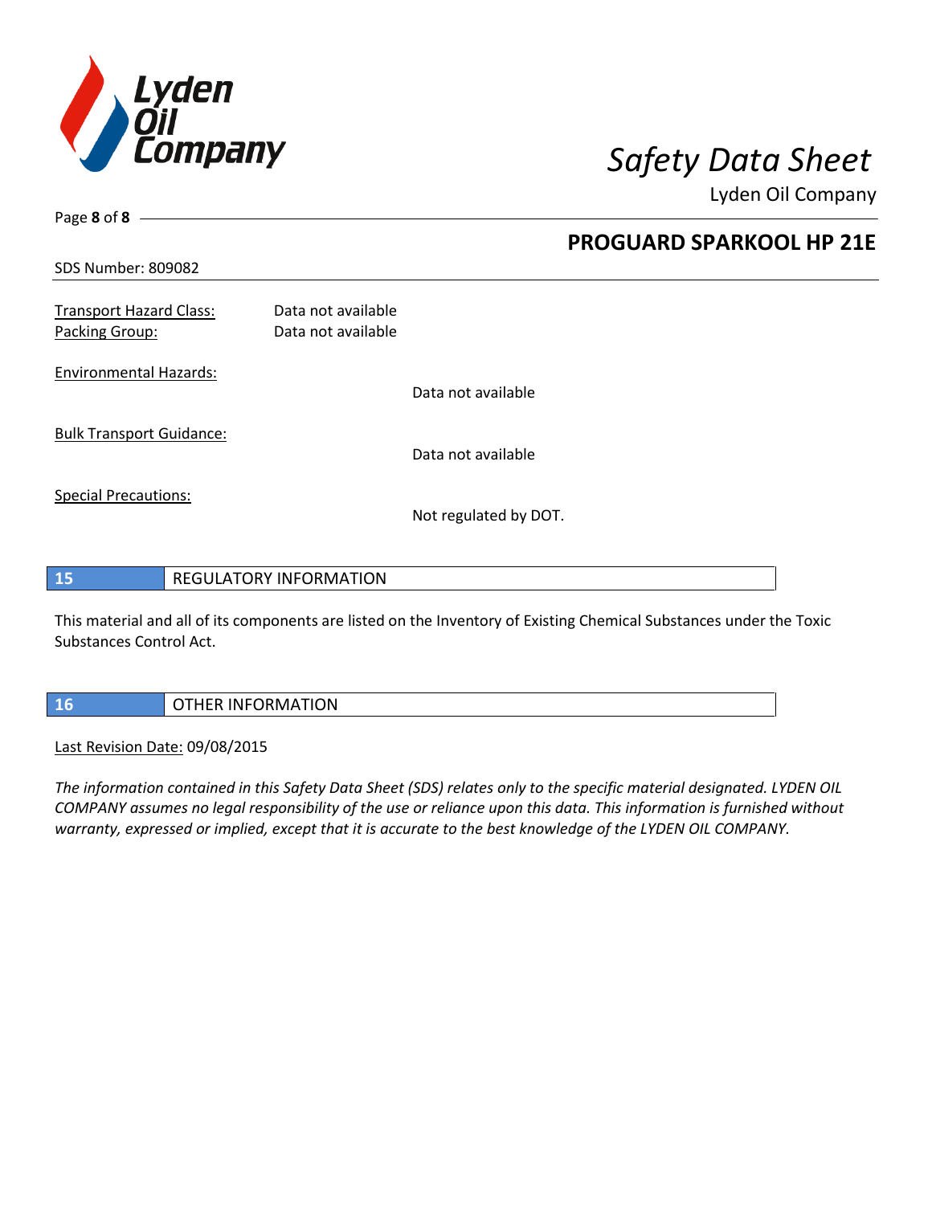Transport Hazard Class: Data not available
Packing Group: Data not available

Environmental Hazards:

Data not available

Bulk Transport Guidance:

Data not available

Special Precautions:

Not regulated by DOT.

## 15 REGULATORY INFORMATION

This material and all of its components are listed on the Inventory of Existing Chemical Substances under the Toxic Substances Control Act.

## 16 OTHER INFORMATION

Last Revision Date: 09/08/2015

*The information contained in this Safety Data Sheet (SDS) relates only to the specific material designated. LYDEN OIL COMPANY assumes no legal responsibility of the use or reliance upon this data. This information is furnished without warranty, expressed or implied, except that it is accurate to the best knowledge of the LYDEN OIL COMPANY.*